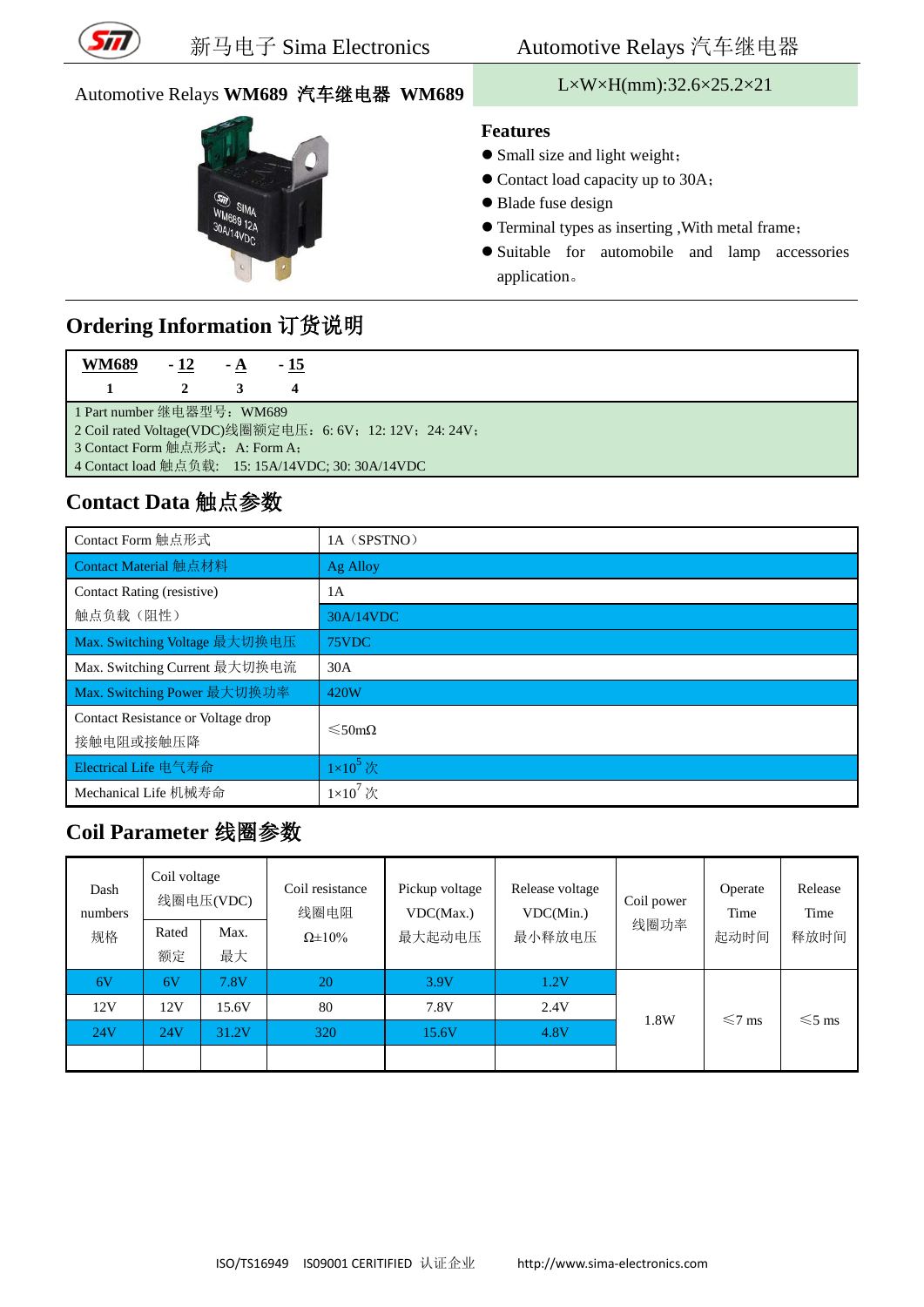# Automotive Relays WM689 汽车继电器 WM689

L×W×H(mm):32.6×25.2×21

## Features

- Small size and light weight；
- Contact load capacity up to 30A；
- Blade fuse design
- Terminal types as inserting ,With metal frame；
- Suitable for automobile and lamp accessories application。

## Ordering Information 订货说明

| WM689 | - 12 | - A | - 15 |
|---|---|---|---|
| 1 | 2 | 3 | 4 |

1 Part number 继电器型号：WM689
2 Coil rated Voltage(VDC)线圈额定电压：6: 6V；12: 12V；24: 24V；
3 Contact Form 触点形式：A: Form A；
4 Contact load 触点负载： 15: 15A/14VDC; 30: 30A/14VDC

## Contact Data 触点参数

| | |
|---|---|
| Contact Form 触点形式 | 1A（SPSTNO） |
| Contact Material 触点材料 | Ag Alloy |
| Contact Rating (resistive) 触点负载（阻性） | 1A |
| | 30A/14VDC |
| Max. Switching Voltage 最大切换电压 | 75VDC |
| Max. Switching Current 最大切换电流 | 30A |
| Max. Switching Power 最大切换功率 | 420W |
| Contact Resistance or Voltage drop 接触电阻或接触压降 | ≤50mΩ |
| Electrical Life 电气寿命 | $1\times10^5$ 次 |
| Mechanical Life 机械寿命 | $1\times10^7$ 次 |

## Coil Parameter 线圈参数

| Dash numbers 规格 | Coil voltage 线圈电压(VDC) | | Coil resistance 线圈电阻 Ω±10% | Pickup voltage VDC(Max.) 最大起动电压 | Release voltage VDC(Min.) 最小释放电压 | Coil power 线圈功率 | Operate Time 起动时间 | Release Time 释放时间 |
|---|---|---|---|---|---|---|---|---|
| | Rated 额定 | Max. 最大 | | | | | | |
| 6V | 6V | 7.8V | 20 | 3.9V | 1.2V | 1.8W | ≤7 ms | ≤5 ms |
| 12V | 12V | 15.6V | 80 | 7.8V | 2.4V | | | |
| 24V | 24V | 31.2V | 320 | 15.6V | 4.8V | | | |
| | | | | | | | | |

ISO/TS16949 ISO9001 CERITIFIED 认证企业 http://www.sima-electronics.com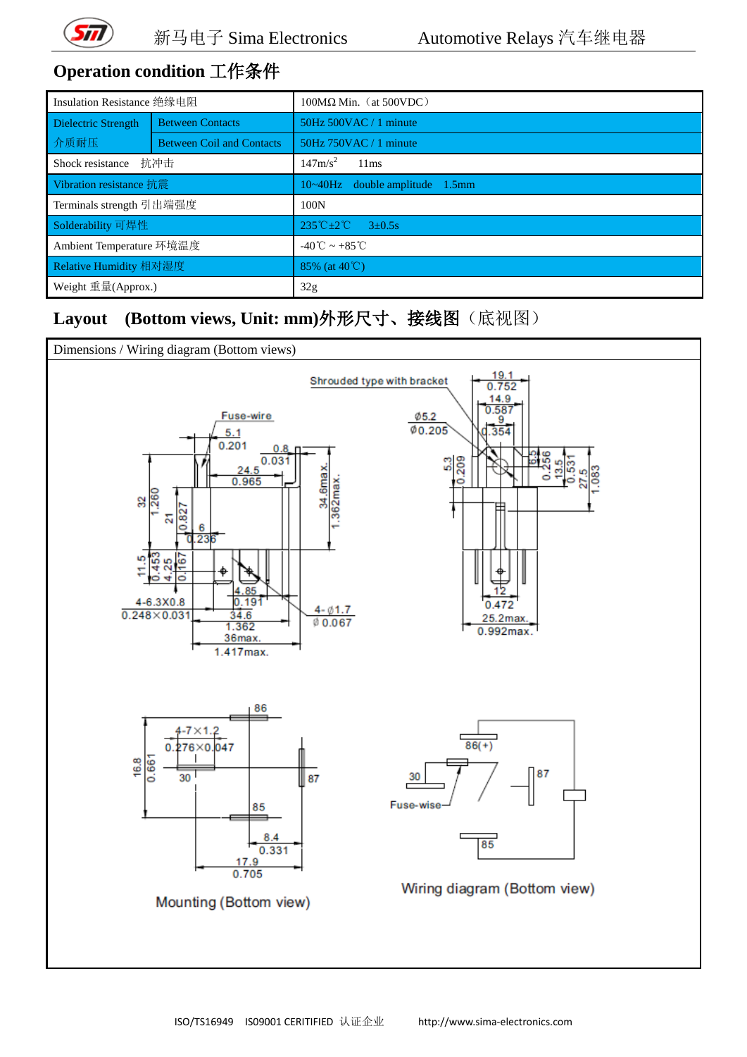## Operation condition 工作条件

| | | |
|---|---|---|
| Insulation Resistance 绝缘电阻 | | 100MΩ Min.（at 500VDC） |
| Dielectric Strength 介质耐压 | Between Contacts | 50Hz 500VAC / 1 minute |
| | Between Coil and Contacts | 50Hz 750VAC / 1 minute |
| Shock resistance 抗冲击 | | 147m/s$^2$ 11ms |
| Vibration resistance 抗震 | | 10~40Hz double amplitude 1.5mm |
| Terminals strength 引出端强度 | | 100N |
| Solderability 可焊性 | | 235℃±2℃ 3±0.5s |
| Ambient Temperature 环境温度 | | -40℃ ~ +85℃ |
| Relative Humidity 相对湿度 | | 85% (at 40℃) |
| Weight 重量(Approx.) | | 32g |

## Layout (Bottom views, Unit: mm)外形尺寸、接线图（底视图）

Dimensions / Wiring diagram (Bottom views)

Fuse-wire
5.1
0.201
0.8
0.031
24.5
0.965
34.6max.
1.362max.
32
1.260
21
0.827
6
0.236
11.5
0.453
4.25
0.167
4.85
0.191
4-6.3X0.8
0.248×0.031
34.6
1.362
36max.
1.417max.
4-ϕ1.7
ϕ 0.067

Shrouded type with bracket
19.1
0.752
14.9
0.587
9
0.354
ϕ5.2
ϕ0.205
5.3
0.209
6.5
0.256
13.5
0.531
27.5
1.083
12
0.472
25.2max.
0.992max.

86
4-7×1.2
0.276×0.047
16.8
0.661
30
87
85
8.4
0.331
17.9
0.705

Mounting (Bottom view)

86(+)
30
87
Fuse-wise
85

Wiring diagram (Bottom view)

ISO/TS16949 ISO9001 CERITIFIED 认证企业 http://www.sima-electronics.com